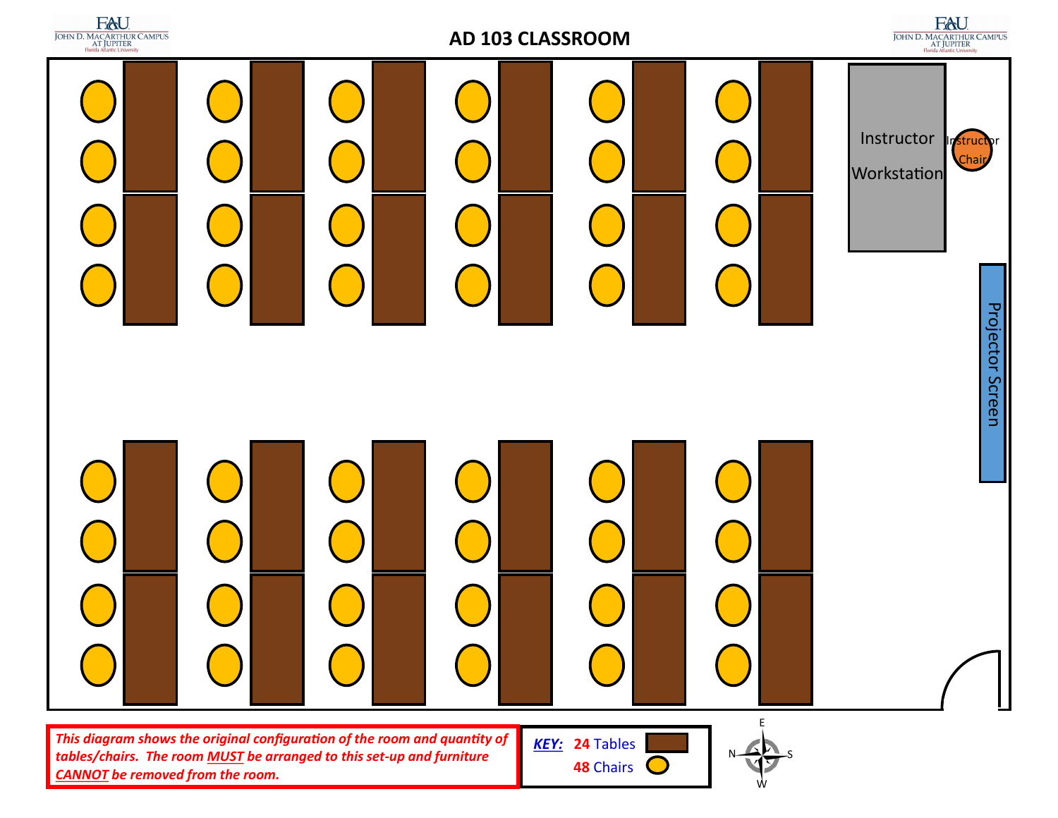# AD 103 CLASSROOM

FAU JOHN D. MACARTHUR CAMPUS AT JUPITER Florida Atlantic University

Instructor Workstation

Instructor Chair

Projector Screen

*This diagram shows the original configuration of the room and quantity of tables/chairs. The room __MUST__ be arranged to this set-up and furniture __CANNOT__ be removed from the room.*

***KEY:*** **24** Tables

**48** Chairs

E

N

S

W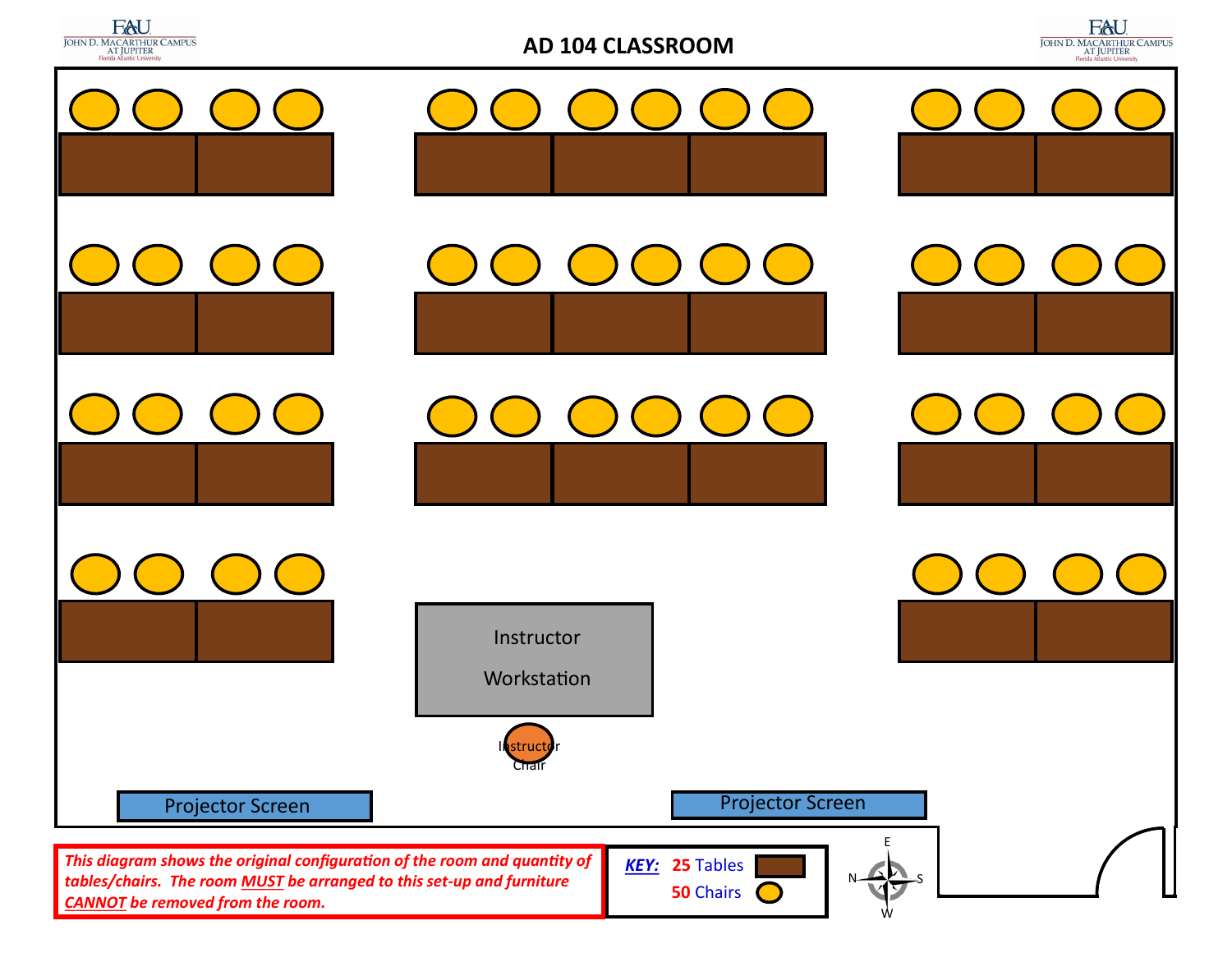# AD 104 CLASSROOM

Instructor Workstation

Instructor Chair

Projector Screen

Projector Screen

***This diagram shows the original configuration of the room and quantity of tables/chairs. The room MUST be arranged to this set-up and furniture CANNOT be removed from the room.***

**KEY:** **25** Tables **50** Chairs

E N S W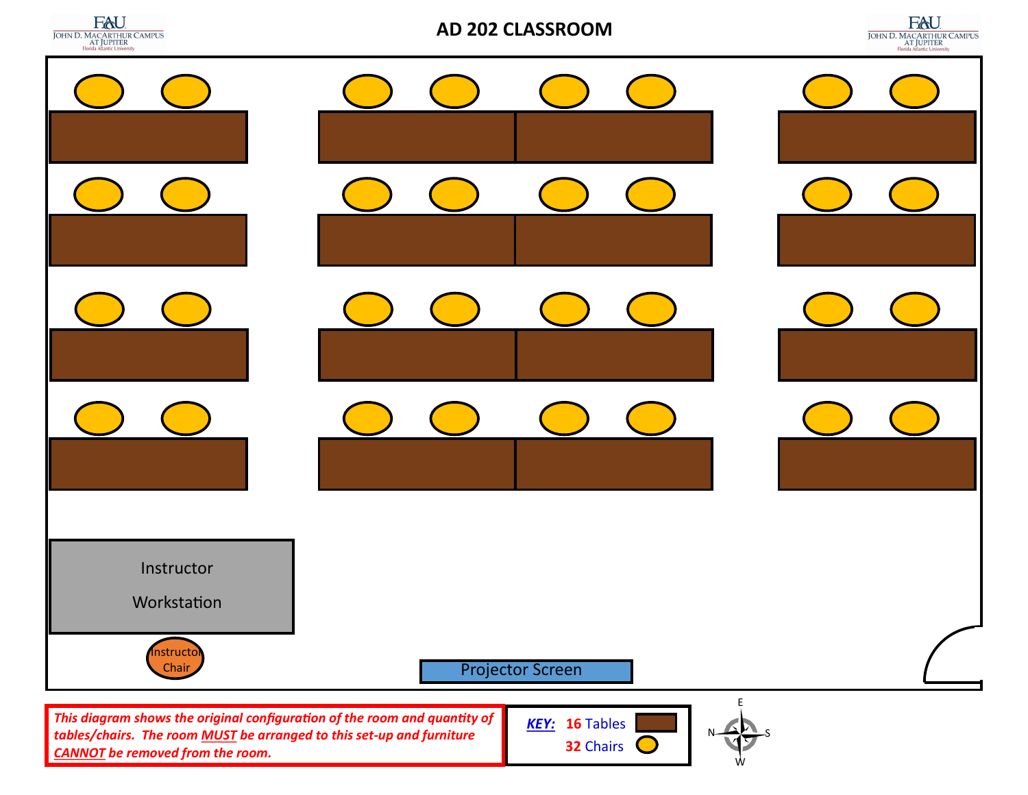# AD 202 CLASSROOM

Instructor Workstation

Instructor Chair

Projector Screen

*This diagram shows the original configuration of the room and quantity of tables/chairs. The room MUST be arranged to this set-up and furniture CANNOT be removed from the room.*

**KEY:** 16 Tables

32 Chairs

E

N S

W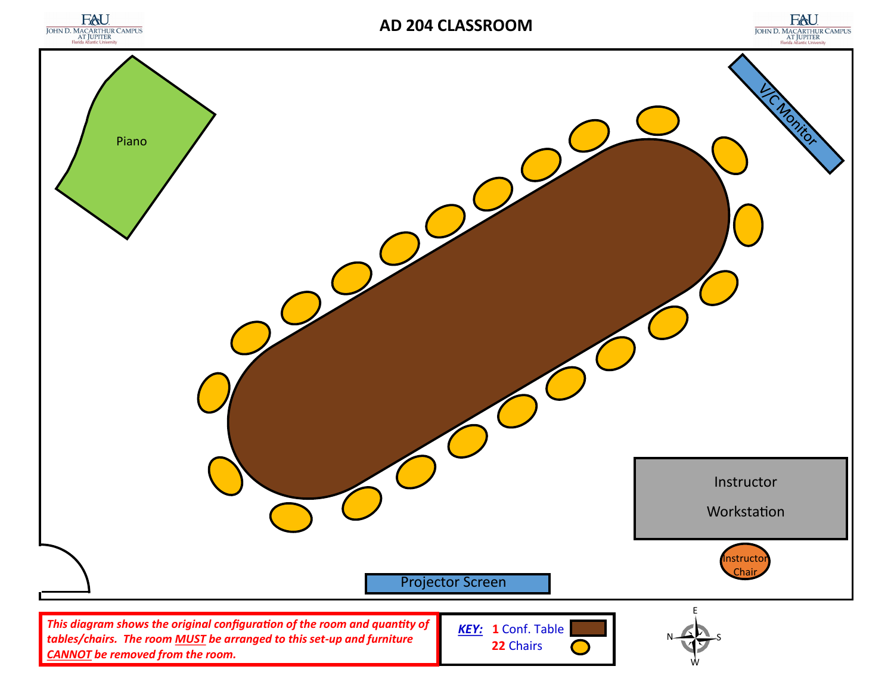# AD 204 CLASSROOM

Piano

V/C Monitor

Instructor Workstation

Instructor Chair

Projector Screen

***This diagram shows the original configuration of the room and quantity of tables/chairs. The room MUST be arranged to this set-up and furniture CANNOT be removed from the room.***

**KEY:** **1** Conf. Table
**22** Chairs

E
N S
W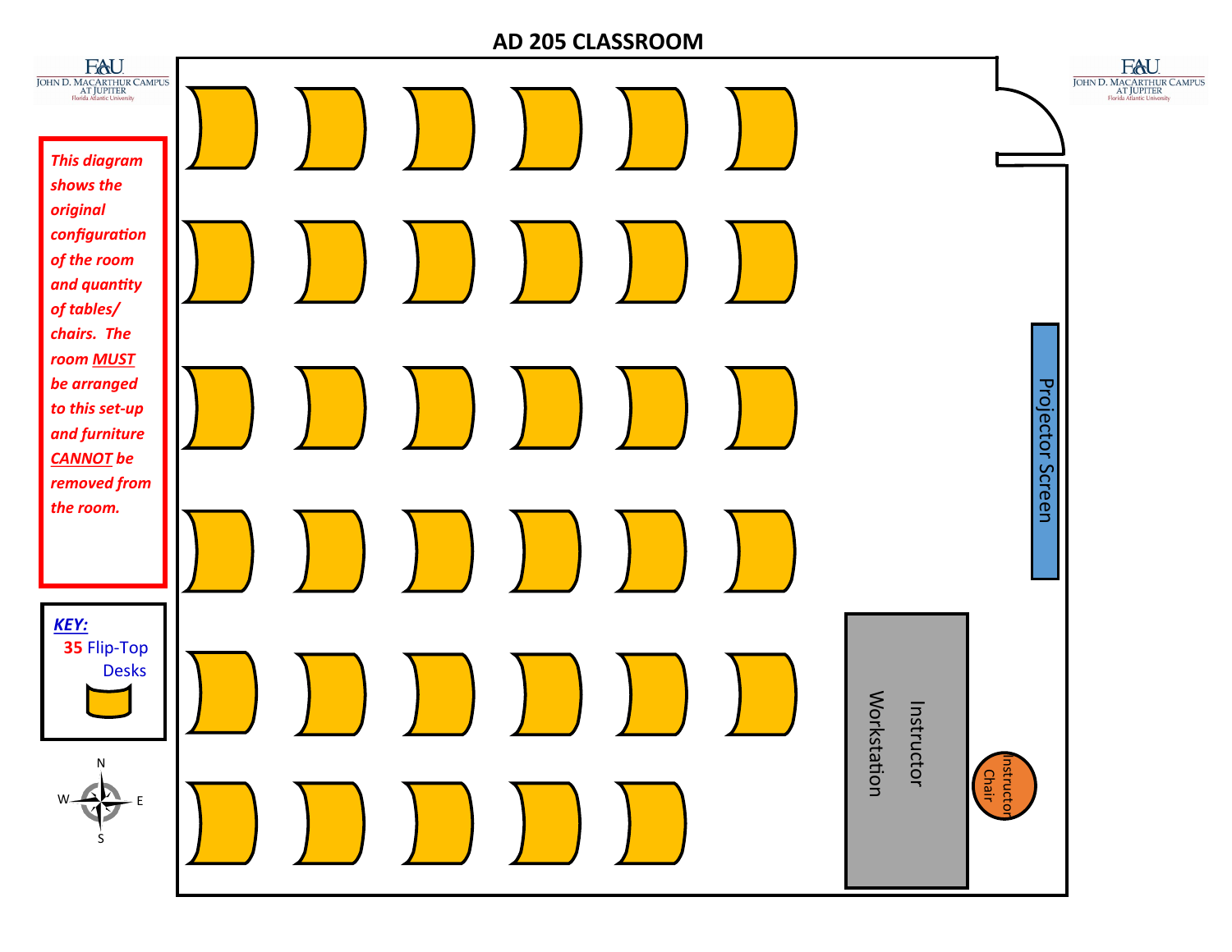# AD 205 CLASSROOM

FAU JOHN D. MACARTHUR CAMPUS AT JUPITER Florida Atlantic University

***This diagram shows the original configuration of the room and quantity of tables/ chairs. The room MUST be arranged to this set-up and furniture CANNOT be removed from the room.***

***KEY:***
**35** Flip-Top Desks

N
W E
S

Projector Screen

Instructor Workstation

Instructor Chair

FAU JOHN D. MACARTHUR CAMPUS AT JUPITER Florida Atlantic University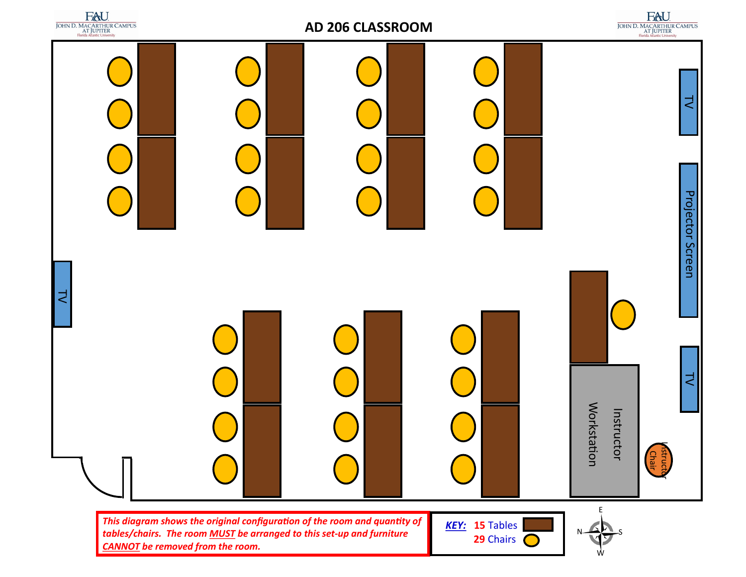# AD 206 CLASSROOM

FAU JOHN D. MACARTHUR CAMPUS AT JUPITER Florida Atlantic University

TV

Projector Screen

TV

TV

Instructor Workstation

Instructor Chair

*This diagram shows the original configuration of the room and quantity of tables/chairs. The room **MUST** be arranged to this set-up and furniture **CANNOT** be removed from the room.*

***KEY:*** **15** Tables
**29** Chairs

E
N S
W